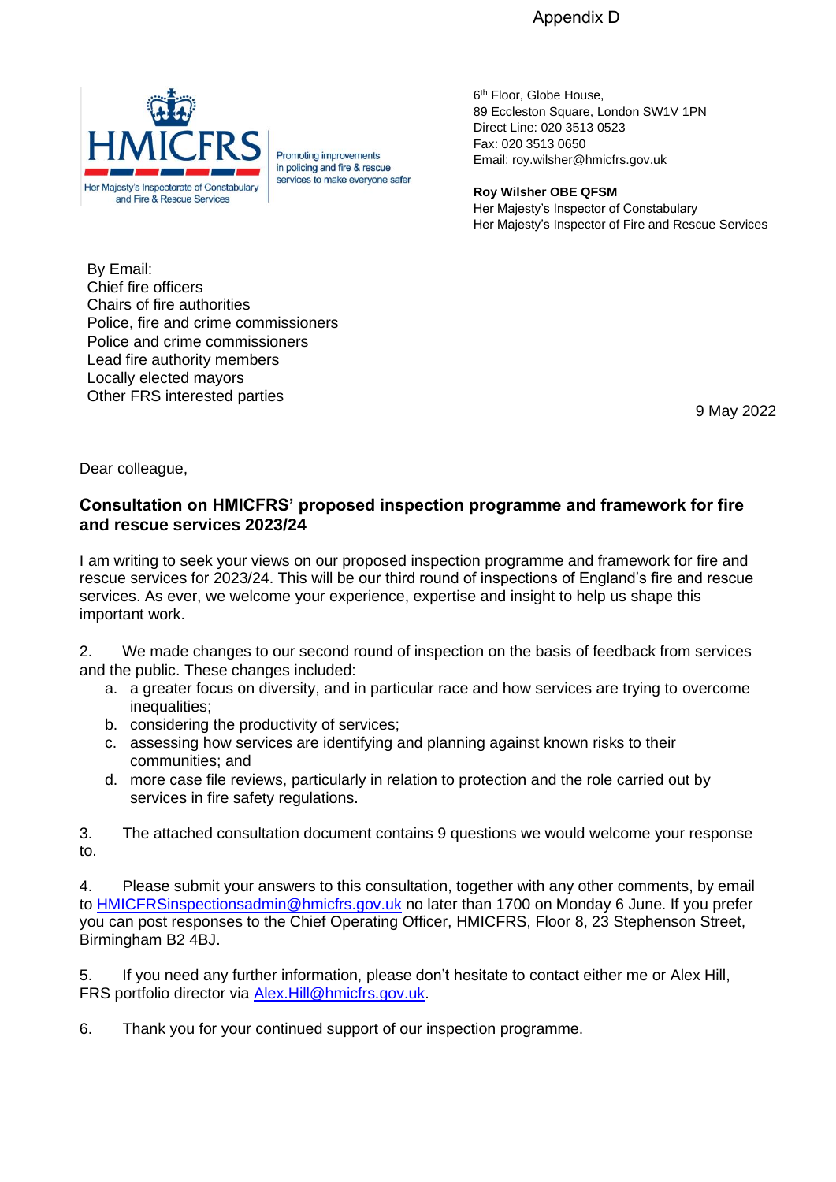Appendix D

HMICFRS

Her Majesty's Inspectorate of Constabulary and Fire & Rescue Services

Promoting improvements in policing and fire & rescue services to make everyone safer

6th Floor, Globe House,
89 Eccleston Square, London SW1V 1PN
Direct Line: 020 3513 0523
Fax: 020 3513 0650
Email: roy.wilsher@hmicfrs.gov.uk

**Roy Wilsher OBE QFSM**
Her Majesty's Inspector of Constabulary
Her Majesty's Inspector of Fire and Rescue Services

By Email:
Chief fire officers
Chairs of fire authorities
Police, fire and crime commissioners
Police and crime commissioners
Lead fire authority members
Locally elected mayors
Other FRS interested parties

9 May 2022

Dear colleague,

**Consultation on HMICFRS' proposed inspection programme and framework for fire and rescue services 2023/24**

I am writing to seek your views on our proposed inspection programme and framework for fire and rescue services for 2023/24. This will be our third round of inspections of England's fire and rescue services. As ever, we welcome your experience, expertise and insight to help us shape this important work.

2. We made changes to our second round of inspection on the basis of feedback from services and the public. These changes included:

   a. a greater focus on diversity, and in particular race and how services are trying to overcome inequalities;
   b. considering the productivity of services;
   c. assessing how services are identifying and planning against known risks to their communities; and
   d. more case file reviews, particularly in relation to protection and the role carried out by services in fire safety regulations.

3. The attached consultation document contains 9 questions we would welcome your response to.

4. Please submit your answers to this consultation, together with any other comments, by email to HMICFRSinspectionsadmin@hmicfrs.gov.uk no later than 1700 on Monday 6 June. If you prefer you can post responses to the Chief Operating Officer, HMICFRS, Floor 8, 23 Stephenson Street, Birmingham B2 4BJ.

5. If you need any further information, please don't hesitate to contact either me or Alex Hill, FRS portfolio director via Alex.Hill@hmicfrs.gov.uk.

6. Thank you for your continued support of our inspection programme.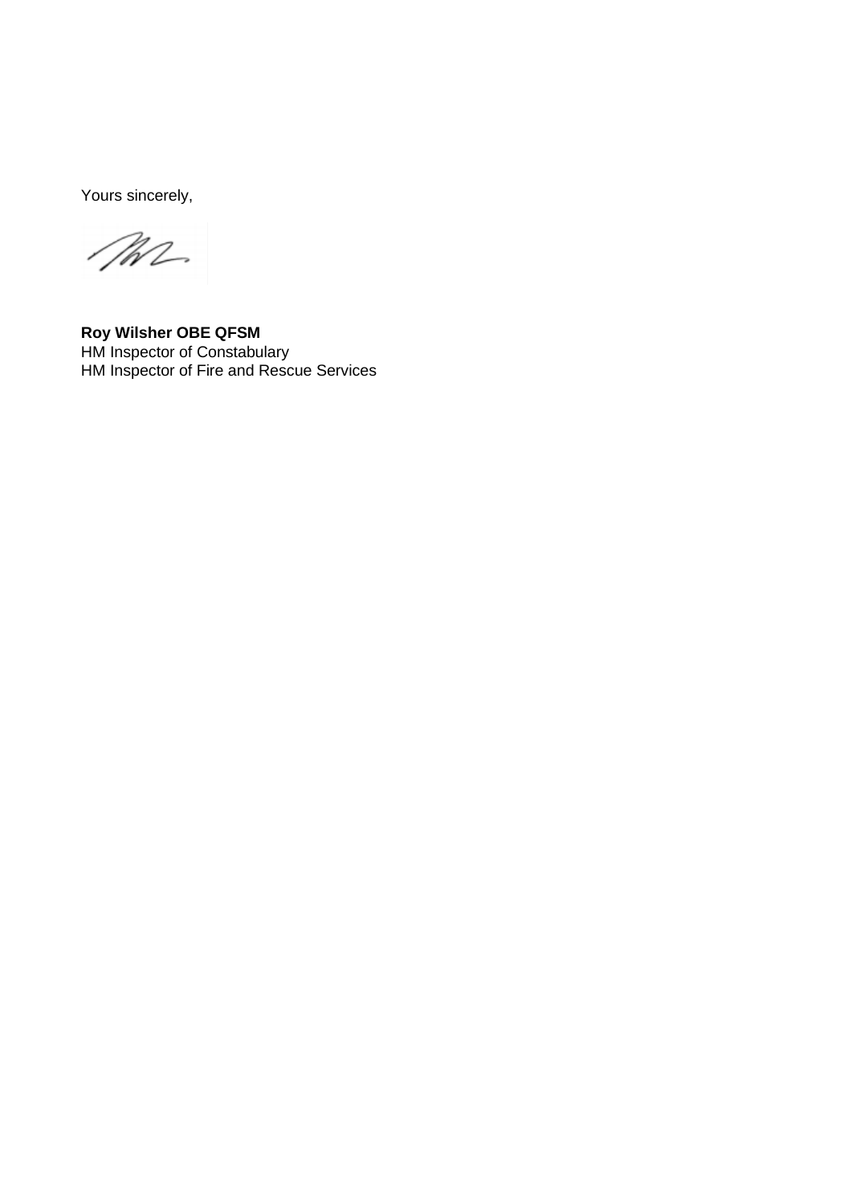Yours sincerely,

**Roy Wilsher OBE QFSM**
HM Inspector of Constabulary
HM Inspector of Fire and Rescue Services